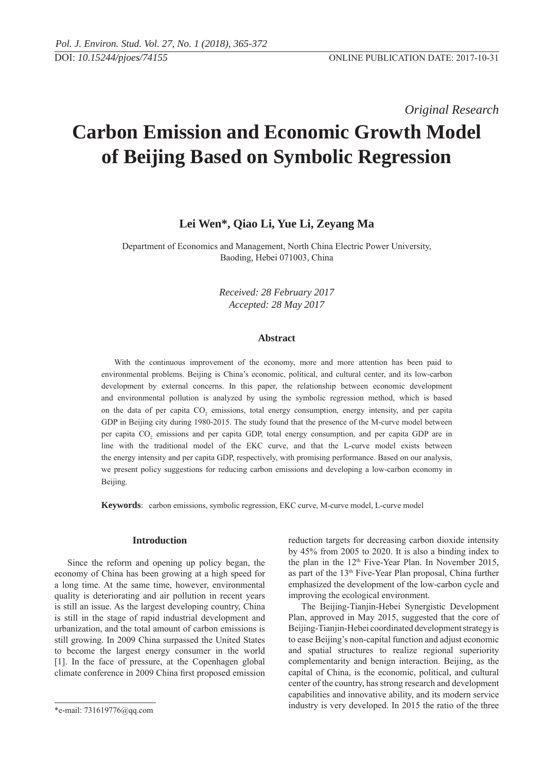DOI: *10.15244/pjoes/74155* ONLINE PUBLICATION DATE: 2017-10-31

*Original Research*

# Carbon Emission and Economic Growth Model of Beijing Based on Symbolic Regression

**Lei Wen*, Qiao Li, Yue Li, Zeyang Ma**

Department of Economics and Management, North China Electric Power University, Baoding, Hebei 071003, China

*Received: 28 February 2017*
*Accepted: 28 May 2017*

### Abstract

With the continuous improvement of the economy, more and more attention has been paid to environmental problems. Beijing is China's economic, political, and cultural center, and its low-carbon development by external concerns. In this paper, the relationship between economic development and environmental pollution is analyzed by using the symbolic regression method, which is based on the data of per capita $CO_2$ emissions, total energy consumption, energy intensity, and per capita GDP in Beijing city during 1980-2015. The study found that the presence of the M-curve model between per capita $CO_2$ emissions and per capita GDP, total energy consumption, and per capita GDP are in line with the traditional model of the EKC curve, and that the L-curve model exists between the energy intensity and per capita GDP, respectively, with promising performance. Based on our analysis, we present policy suggestions for reducing carbon emissions and developing a low-carbon economy in Beijing.

**Keywords**: carbon emissions, symbolic regression, EKC curve, M-curve model, L-curve model

## Introduction

Since the reform and opening up policy began, the economy of China has been growing at a high speed for a long time. At the same time, however, environmental quality is deteriorating and air pollution in recent years is still an issue. As the largest developing country, China is still in the stage of rapid industrial development and urbanization, and the total amount of carbon emissions is still growing. In 2009 China surpassed the United States to become the largest energy consumer in the world [1]. In the face of pressure, at the Copenhagen global climate conference in 2009 China first proposed emission reduction targets for decreasing carbon dioxide intensity by 45% from 2005 to 2020. It is also a binding index to the plan in the 12th Five-Year Plan. In November 2015, as part of the 13th Five-Year Plan proposal, China further emphasized the development of the low-carbon cycle and improving the ecological environment.

The Beijing-Tianjin-Hebei Synergistic Development Plan, approved in May 2015, suggested that the core of Beijing-Tianjin-Hebei coordinated development strategy is to ease Beijing's non-capital function and adjust economic and spatial structures to realize regional superiority complementarity and benign interaction. Beijing, as the capital of China, is the economic, political, and cultural center of the country, has strong research and development capabilities and innovative ability, and its modern service industry is very developed. In 2015 the ratio of the three

*e-mail: 731619776@qq.com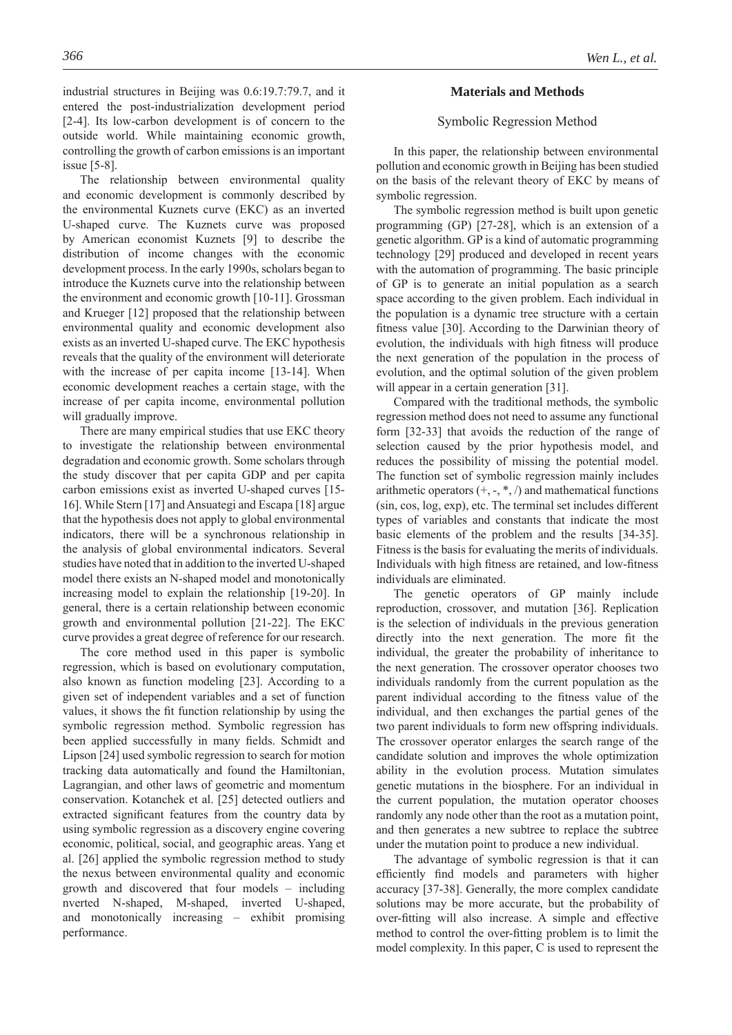industrial structures in Beijing was 0.6:19.7:79.7, and it entered the post-industrialization development period [2-4]. Its low-carbon development is of concern to the outside world. While maintaining economic growth, controlling the growth of carbon emissions is an important issue [5-8].

The relationship between environmental quality and economic development is commonly described by the environmental Kuznets curve (EKC) as an inverted U-shaped curve. The Kuznets curve was proposed by American economist Kuznets [9] to describe the distribution of income changes with the economic development process. In the early 1990s, scholars began to introduce the Kuznets curve into the relationship between the environment and economic growth [10-11]. Grossman and Krueger [12] proposed that the relationship between environmental quality and economic development also exists as an inverted U-shaped curve. The EKC hypothesis reveals that the quality of the environment will deteriorate with the increase of per capita income [13-14]. When economic development reaches a certain stage, with the increase of per capita income, environmental pollution will gradually improve.

There are many empirical studies that use EKC theory to investigate the relationship between environmental degradation and economic growth. Some scholars through the study discover that per capita GDP and per capita carbon emissions exist as inverted U-shaped curves [15-16]. While Stern [17] and Ansuategi and Escapa [18] argue that the hypothesis does not apply to global environmental indicators, there will be a synchronous relationship in the analysis of global environmental indicators. Several studies have noted that in addition to the inverted U-shaped model there exists an N-shaped model and monotonically increasing model to explain the relationship [19-20]. In general, there is a certain relationship between economic growth and environmental pollution [21-22]. The EKC curve provides a great degree of reference for our research.

The core method used in this paper is symbolic regression, which is based on evolutionary computation, also known as function modeling [23]. According to a given set of independent variables and a set of function values, it shows the fit function relationship by using the symbolic regression method. Symbolic regression has been applied successfully in many fields. Schmidt and Lipson [24] used symbolic regression to search for motion tracking data automatically and found the Hamiltonian, Lagrangian, and other laws of geometric and momentum conservation. Kotanchek et al. [25] detected outliers and extracted significant features from the country data by using symbolic regression as a discovery engine covering economic, political, social, and geographic areas. Yang et al. [26] applied the symbolic regression method to study the nexus between environmental quality and economic growth and discovered that four models – including nverted N-shaped, M-shaped, inverted U-shaped, and monotonically increasing – exhibit promising performance.

## Materials and Methods

### Symbolic Regression Method

In this paper, the relationship between environmental pollution and economic growth in Beijing has been studied on the basis of the relevant theory of EKC by means of symbolic regression.

The symbolic regression method is built upon genetic programming (GP) [27-28], which is an extension of a genetic algorithm. GP is a kind of automatic programming technology [29] produced and developed in recent years with the automation of programming. The basic principle of GP is to generate an initial population as a search space according to the given problem. Each individual in the population is a dynamic tree structure with a certain fitness value [30]. According to the Darwinian theory of evolution, the individuals with high fitness will produce the next generation of the population in the process of evolution, and the optimal solution of the given problem will appear in a certain generation [31].

Compared with the traditional methods, the symbolic regression method does not need to assume any functional form [32-33] that avoids the reduction of the range of selection caused by the prior hypothesis model, and reduces the possibility of missing the potential model. The function set of symbolic regression mainly includes arithmetic operators (+, -, *, /) and mathematical functions (sin, cos, log, exp), etc. The terminal set includes different types of variables and constants that indicate the most basic elements of the problem and the results [34-35]. Fitness is the basis for evaluating the merits of individuals. Individuals with high fitness are retained, and low-fitness individuals are eliminated.

The genetic operators of GP mainly include reproduction, crossover, and mutation [36]. Replication is the selection of individuals in the previous generation directly into the next generation. The more fit the individual, the greater the probability of inheritance to the next generation. The crossover operator chooses two individuals randomly from the current population as the parent individual according to the fitness value of the individual, and then exchanges the partial genes of the two parent individuals to form new offspring individuals. The crossover operator enlarges the search range of the candidate solution and improves the whole optimization ability in the evolution process. Mutation simulates genetic mutations in the biosphere. For an individual in the current population, the mutation operator chooses randomly any node other than the root as a mutation point, and then generates a new subtree to replace the subtree under the mutation point to produce a new individual.

The advantage of symbolic regression is that it can efficiently find models and parameters with higher accuracy [37-38]. Generally, the more complex candidate solutions may be more accurate, but the probability of over-fitting will also increase. A simple and effective method to control the over-fitting problem is to limit the model complexity. In this paper, C is used to represent the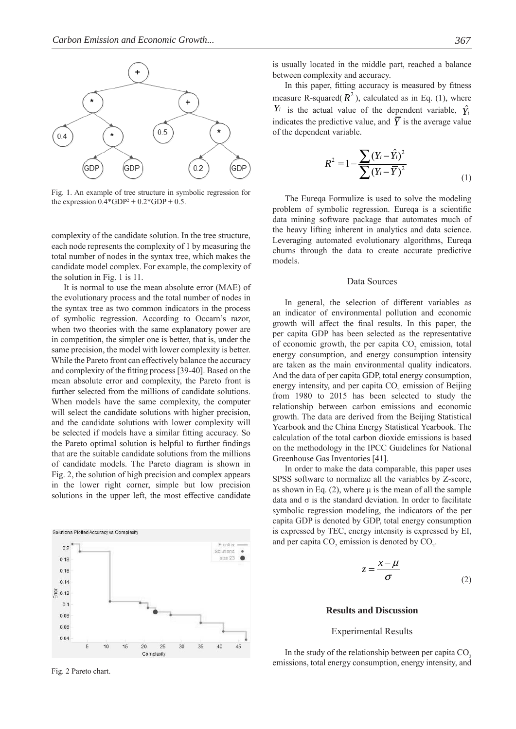Fig. 1. An example of tree structure in symbolic regression for the expression $0.4*GDP^2 + 0.2*GDP + 0.5$.

complexity of the candidate solution. In the tree structure, each node represents the complexity of 1 by measuring the total number of nodes in the syntax tree, which makes the candidate model complex. For example, the complexity of the solution in Fig. 1 is 11.

It is normal to use the mean absolute error (MAE) of the evolutionary process and the total number of nodes in the syntax tree as two common indicators in the process of symbolic regression. According to Occarn's razor, when two theories with the same explanatory power are in competition, the simpler one is better, that is, under the same precision, the model with lower complexity is better. While the Pareto front can effectively balance the accuracy and complexity of the fitting process [39-40]. Based on the mean absolute error and complexity, the Pareto front is further selected from the millions of candidate solutions. When models have the same complexity, the computer will select the candidate solutions with higher precision, and the candidate solutions with lower complexity will be selected if models have a similar fitting accuracy. So the Pareto optimal solution is helpful to further findings that are the suitable candidate solutions from the millions of candidate models. The Pareto diagram is shown in Fig. 2, the solution of high precision and complex appears in the lower right corner, simple but low precision solutions in the upper left, the most effective candidate is usually located in the middle part, reached a balance between complexity and accuracy.

Fig. 2 Pareto chart.

In this paper, fitting accuracy is measured by fitness measure R-squared($R^2$), calculated as in Eq. (1), where $Y_i$ is the actual value of the dependent variable, $\hat{Y}_i$ indicates the predictive value, and $\overline{Y}$ is the average value of the dependent variable.

$$R^2 = 1 - \frac{\sum (Y_i - \hat{Y}_i)^2}{\sum (Y_i - \overline{Y})^2} \tag{1}$$

The Eureqa Formulize is used to solve the modeling problem of symbolic regression. Eureqa is a scientific data mining software package that automates much of the heavy lifting inherent in analytics and data science. Leveraging automated evolutionary algorithms, Eureqa churns through the data to create accurate predictive models.

## Data Sources

In general, the selection of different variables as an indicator of environmental pollution and economic growth will affect the final results. In this paper, the per capita GDP has been selected as the representative of economic growth, the per capita $CO_2$ emission, total energy consumption, and energy consumption intensity are taken as the main environmental quality indicators. And the data of per capita GDP, total energy consumption, energy intensity, and per capita $CO_2$ emission of Beijing from 1980 to 2015 has been selected to study the relationship between carbon emissions and economic growth. The data are derived from the Beijing Statistical Yearbook and the China Energy Statistical Yearbook. The calculation of the total carbon dioxide emissions is based on the methodology in the IPCC Guidelines for National Greenhouse Gas Inventories [41].

In order to make the data comparable, this paper uses SPSS software to normalize all the variables by Z-score, as shown in Eq. (2), where μ is the mean of all the sample data and σ is the standard deviation. In order to facilitate symbolic regression modeling, the indicators of the per capita GDP is denoted by GDP, total energy consumption is expressed by TEC, energy intensity is expressed by EI, and per capita $CO_2$ emission is denoted by $CO_2$.

$$z = \frac{x - \mu}{\sigma} \tag{2}$$

# Results and Discussion

## Experimental Results

In the study of the relationship between per capita $CO_2$ emissions, total energy consumption, energy intensity, and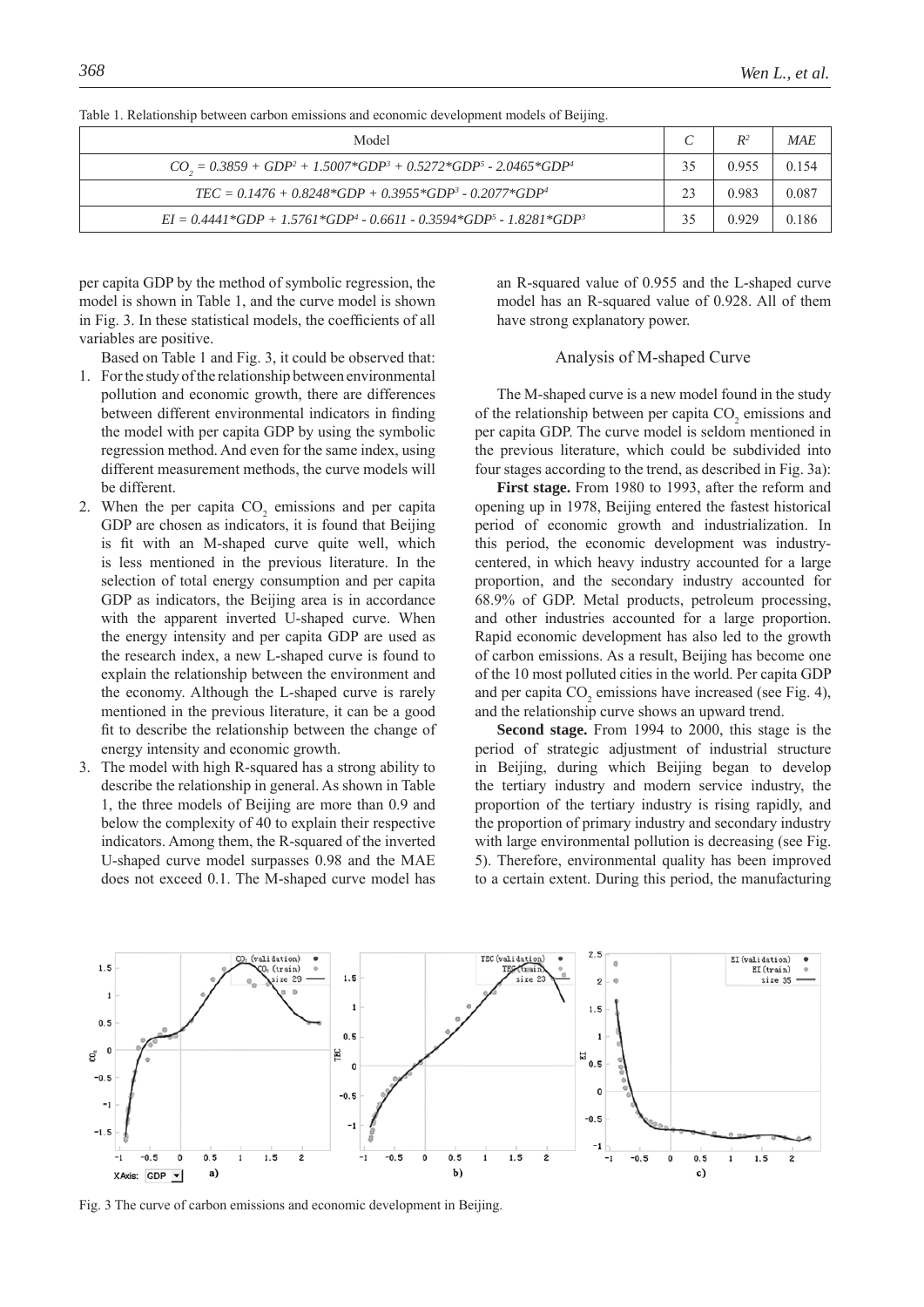Table 1. Relationship between carbon emissions and economic development models of Beijing.

| Model | $C$ | $R^2$ | $MAE$ |
|---|---|---|---|
| $CO_2 = 0.3859 + GDP^2 + 1.5007*GDP^3 + 0.5272*GDP^5 - 2.0465*GDP^4$ | 35 | 0.955 | 0.154 |
| $TEC = 0.1476 + 0.8248*GDP + 0.3955*GDP^3 - 0.2077*GDP^4$ | 23 | 0.983 | 0.087 |
| $EI = 0.4441*GDP + 1.5761*GDP^4 - 0.6611 - 0.3594*GDP^5 - 1.8281*GDP^3$ | 35 | 0.929 | 0.186 |

per capita GDP by the method of symbolic regression, the model is shown in Table 1, and the curve model is shown in Fig. 3. In these statistical models, the coefficients of all variables are positive.

Based on Table 1 and Fig. 3, it could be observed that:

1. For the study of the relationship between environmental pollution and economic growth, there are differences between different environmental indicators in finding the model with per capita GDP by using the symbolic regression method. And even for the same index, using different measurement methods, the curve models will be different.
2. When the per capita $CO_2$ emissions and per capita GDP are chosen as indicators, it is found that Beijing is fit with an M-shaped curve quite well, which is less mentioned in the previous literature. In the selection of total energy consumption and per capita GDP as indicators, the Beijing area is in accordance with the apparent inverted U-shaped curve. When the energy intensity and per capita GDP are used as the research index, a new L-shaped curve is found to explain the relationship between the environment and the economy. Although the L-shaped curve is rarely mentioned in the previous literature, it can be a good fit to describe the relationship between the change of energy intensity and economic growth.
3. The model with high R-squared has a strong ability to describe the relationship in general. As shown in Table 1, the three models of Beijing are more than 0.9 and below the complexity of 40 to explain their respective indicators. Among them, the R-squared of the inverted U-shaped curve model surpasses 0.98 and the MAE does not exceed 0.1. The M-shaped curve model has an R-squared value of 0.955 and the L-shaped curve model has an R-squared value of 0.928. All of them have strong explanatory power.

## Analysis of M-shaped Curve

The M-shaped curve is a new model found in the study of the relationship between per capita $CO_2$ emissions and per capita GDP. The curve model is seldom mentioned in the previous literature, which could be subdivided into four stages according to the trend, as described in Fig. 3a):

**First stage.** From 1980 to 1993, after the reform and opening up in 1978, Beijing entered the fastest historical period of economic growth and industrialization. In this period, the economic development was industry-centered, in which heavy industry accounted for a large proportion, and the secondary industry accounted for 68.9% of GDP. Metal products, petroleum processing, and other industries accounted for a large proportion. Rapid economic development has also led to the growth of carbon emissions. As a result, Beijing has become one of the 10 most polluted cities in the world. Per capita GDP and per capita $CO_2$ emissions have increased (see Fig. 4), and the relationship curve shows an upward trend.

**Second stage.** From 1994 to 2000, this stage is the period of strategic adjustment of industrial structure in Beijing, during which Beijing began to develop the tertiary industry and modern service industry, the proportion of the tertiary industry is rising rapidly, and the proportion of primary industry and secondary industry with large environmental pollution is decreasing (see Fig. 5). Therefore, environmental quality has been improved to a certain extent. During this period, the manufacturing

Fig. 3 The curve of carbon emissions and economic development in Beijing.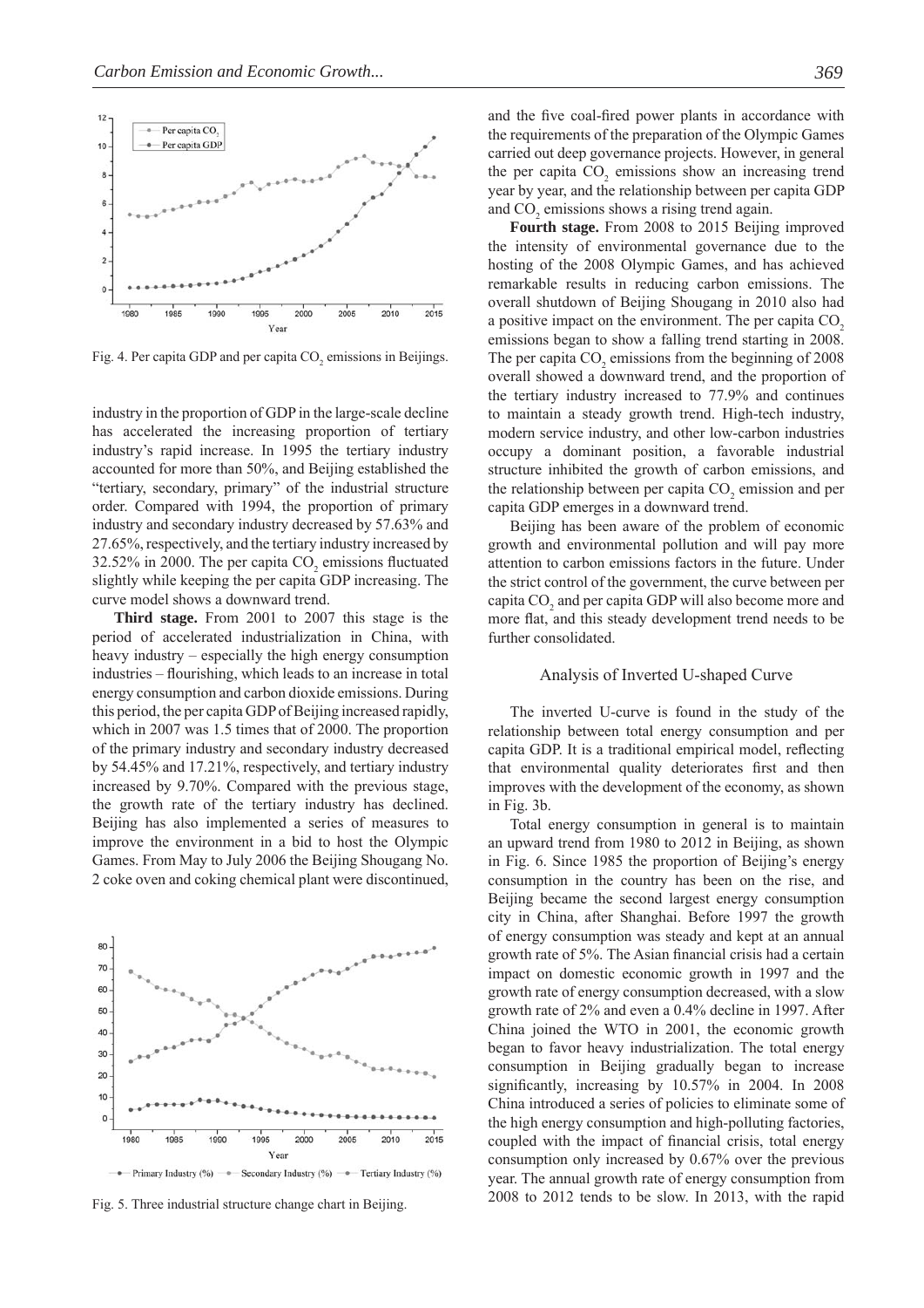Fig. 4. Per capita GDP and per capita $CO_2$ emissions in Beijings.

industry in the proportion of GDP in the large-scale decline has accelerated the increasing proportion of tertiary industry's rapid increase. In 1995 the tertiary industry accounted for more than 50%, and Beijing established the "tertiary, secondary, primary" of the industrial structure order. Compared with 1994, the proportion of primary industry and secondary industry decreased by 57.63% and 27.65%, respectively, and the tertiary industry increased by 32.52% in 2000. The per capita $CO_2$ emissions fluctuated slightly while keeping the per capita GDP increasing. The curve model shows a downward trend.

**Third stage.** From 2001 to 2007 this stage is the period of accelerated industrialization in China, with heavy industry – especially the high energy consumption industries – flourishing, which leads to an increase in total energy consumption and carbon dioxide emissions. During this period, the per capita GDP of Beijing increased rapidly, which in 2007 was 1.5 times that of 2000. The proportion of the primary industry and secondary industry decreased by 54.45% and 17.21%, respectively, and tertiary industry increased by 9.70%. Compared with the previous stage, the growth rate of the tertiary industry has declined. Beijing has also implemented a series of measures to improve the environment in a bid to host the Olympic Games. From May to July 2006 the Beijing Shougang No. 2 coke oven and coking chemical plant were discontinued, and the five coal-fired power plants in accordance with the requirements of the preparation of the Olympic Games carried out deep governance projects. However, in general the per capita $CO_2$ emissions show an increasing trend year by year, and the relationship between per capita GDP and $CO_2$ emissions shows a rising trend again.

Fig. 5. Three industrial structure change chart in Beijing.

**Fourth stage.** From 2008 to 2015 Beijing improved the intensity of environmental governance due to the hosting of the 2008 Olympic Games, and has achieved remarkable results in reducing carbon emissions. The overall shutdown of Beijing Shougang in 2010 also had a positive impact on the environment. The per capita $CO_2$ emissions began to show a falling trend starting in 2008. The per capita $CO_2$ emissions from the beginning of 2008 overall showed a downward trend, and the proportion of the tertiary industry increased to 77.9% and continues to maintain a steady growth trend. High-tech industry, modern service industry, and other low-carbon industries occupy a dominant position, a favorable industrial structure inhibited the growth of carbon emissions, and the relationship between per capita $CO_2$ emission and per capita GDP emerges in a downward trend.

Beijing has been aware of the problem of economic growth and environmental pollution and will pay more attention to carbon emissions factors in the future. Under the strict control of the government, the curve between per capita $CO_2$ and per capita GDP will also become more and more flat, and this steady development trend needs to be further consolidated.

## Analysis of Inverted U-shaped Curve

The inverted U-curve is found in the study of the relationship between total energy consumption and per capita GDP. It is a traditional empirical model, reflecting that environmental quality deteriorates first and then improves with the development of the economy, as shown in Fig. 3b.

Total energy consumption in general is to maintain an upward trend from 1980 to 2012 in Beijing, as shown in Fig. 6. Since 1985 the proportion of Beijing's energy consumption in the country has been on the rise, and Beijing became the second largest energy consumption city in China, after Shanghai. Before 1997 the growth of energy consumption was steady and kept at an annual growth rate of 5%. The Asian financial crisis had a certain impact on domestic economic growth in 1997 and the growth rate of energy consumption decreased, with a slow growth rate of 2% and even a 0.4% decline in 1997. After China joined the WTO in 2001, the economic growth began to favor heavy industrialization. The total energy consumption in Beijing gradually began to increase significantly, increasing by 10.57% in 2004. In 2008 China introduced a series of policies to eliminate some of the high energy consumption and high-polluting factories, coupled with the impact of financial crisis, total energy consumption only increased by 0.67% over the previous year. The annual growth rate of energy consumption from 2008 to 2012 tends to be slow. In 2013, with the rapid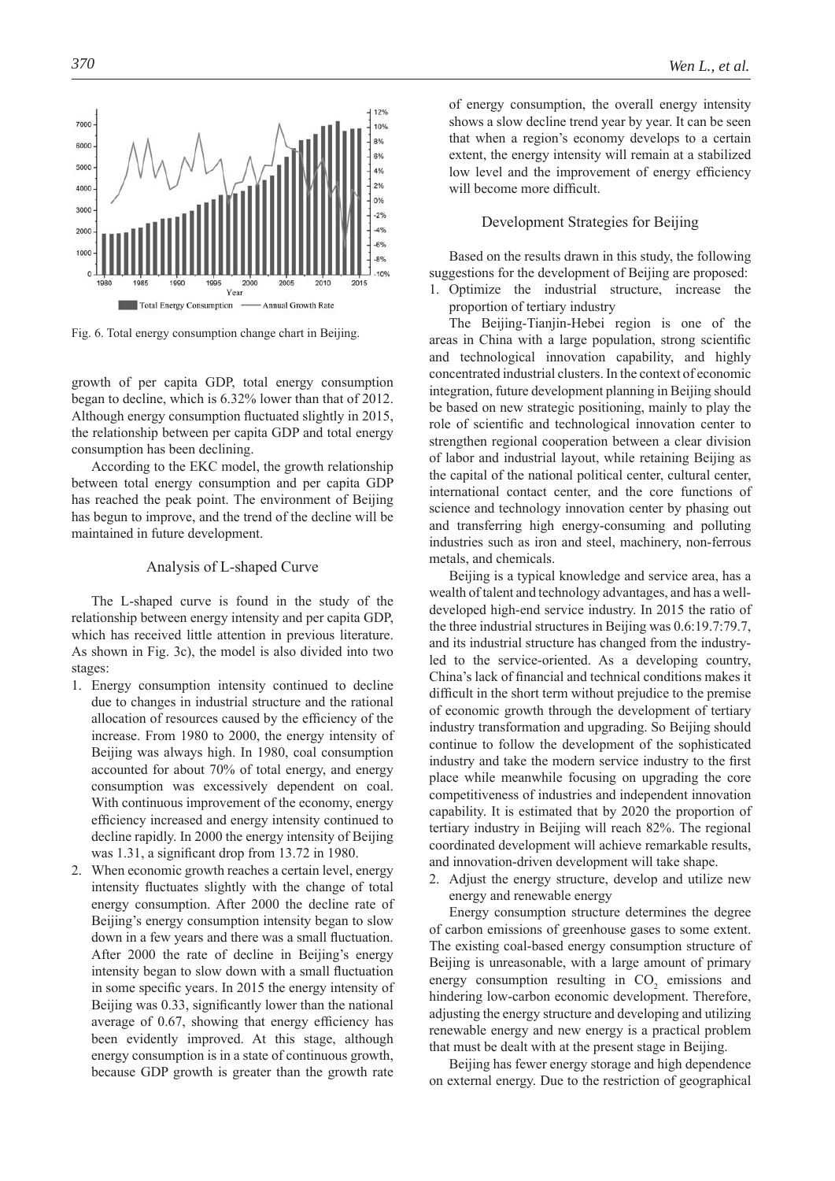Fig. 6. Total energy consumption change chart in Beijing.

growth of per capita GDP, total energy consumption began to decline, which is 6.32% lower than that of 2012. Although energy consumption fluctuated slightly in 2015, the relationship between per capita GDP and total energy consumption has been declining.

According to the EKC model, the growth relationship between total energy consumption and per capita GDP has reached the peak point. The environment of Beijing has begun to improve, and the trend of the decline will be maintained in future development.

## Analysis of L-shaped Curve

The L-shaped curve is found in the study of the relationship between energy intensity and per capita GDP, which has received little attention in previous literature. As shown in Fig. 3c), the model is also divided into two stages:

1. Energy consumption intensity continued to decline due to changes in industrial structure and the rational allocation of resources caused by the efficiency of the increase. From 1980 to 2000, the energy intensity of Beijing was always high. In 1980, coal consumption accounted for about 70% of total energy, and energy consumption was excessively dependent on coal. With continuous improvement of the economy, energy efficiency increased and energy intensity continued to decline rapidly. In 2000 the energy intensity of Beijing was 1.31, a significant drop from 13.72 in 1980.
2. When economic growth reaches a certain level, energy intensity fluctuates slightly with the change of total energy consumption. After 2000 the decline rate of Beijing's energy consumption intensity began to slow down in a few years and there was a small fluctuation. After 2000 the rate of decline in Beijing's energy intensity began to slow down with a small fluctuation in some specific years. In 2015 the energy intensity of Beijing was 0.33, significantly lower than the national average of 0.67, showing that energy efficiency has been evidently improved. At this stage, although energy consumption is in a state of continuous growth, because GDP growth is greater than the growth rate of energy consumption, the overall energy intensity shows a slow decline trend year by year. It can be seen that when a region's economy develops to a certain extent, the energy intensity will remain at a stabilized low level and the improvement of energy efficiency will become more difficult.

## Development Strategies for Beijing

Based on the results drawn in this study, the following suggestions for the development of Beijing are proposed:

1. Optimize the industrial structure, increase the proportion of tertiary industry

The Beijing-Tianjin-Hebei region is one of the areas in China with a large population, strong scientific and technological innovation capability, and highly concentrated industrial clusters. In the context of economic integration, future development planning in Beijing should be based on new strategic positioning, mainly to play the role of scientific and technological innovation center to strengthen regional cooperation between a clear division of labor and industrial layout, while retaining Beijing as the capital of the national political center, cultural center, international contact center, and the core functions of science and technology innovation center by phasing out and transferring high energy-consuming and polluting industries such as iron and steel, machinery, non-ferrous metals, and chemicals.

Beijing is a typical knowledge and service area, has a wealth of talent and technology advantages, and has a well-developed high-end service industry. In 2015 the ratio of the three industrial structures in Beijing was 0.6:19.7:79.7, and its industrial structure has changed from the industry-led to the service-oriented. As a developing country, China's lack of financial and technical conditions makes it difficult in the short term without prejudice to the premise of economic growth through the development of tertiary industry transformation and upgrading. So Beijing should continue to follow the development of the sophisticated industry and take the modern service industry to the first place while meanwhile focusing on upgrading the core competitiveness of industries and independent innovation capability. It is estimated that by 2020 the proportion of tertiary industry in Beijing will reach 82%. The regional coordinated development will achieve remarkable results, and innovation-driven development will take shape.

2. Adjust the energy structure, develop and utilize new energy and renewable energy

Energy consumption structure determines the degree of carbon emissions of greenhouse gases to some extent. The existing coal-based energy consumption structure of Beijing is unreasonable, with a large amount of primary energy consumption resulting in $CO_2$ emissions and hindering low-carbon economic development. Therefore, adjusting the energy structure and developing and utilizing renewable energy and new energy is a practical problem that must be dealt with at the present stage in Beijing.

Beijing has fewer energy storage and high dependence on external energy. Due to the restriction of geographical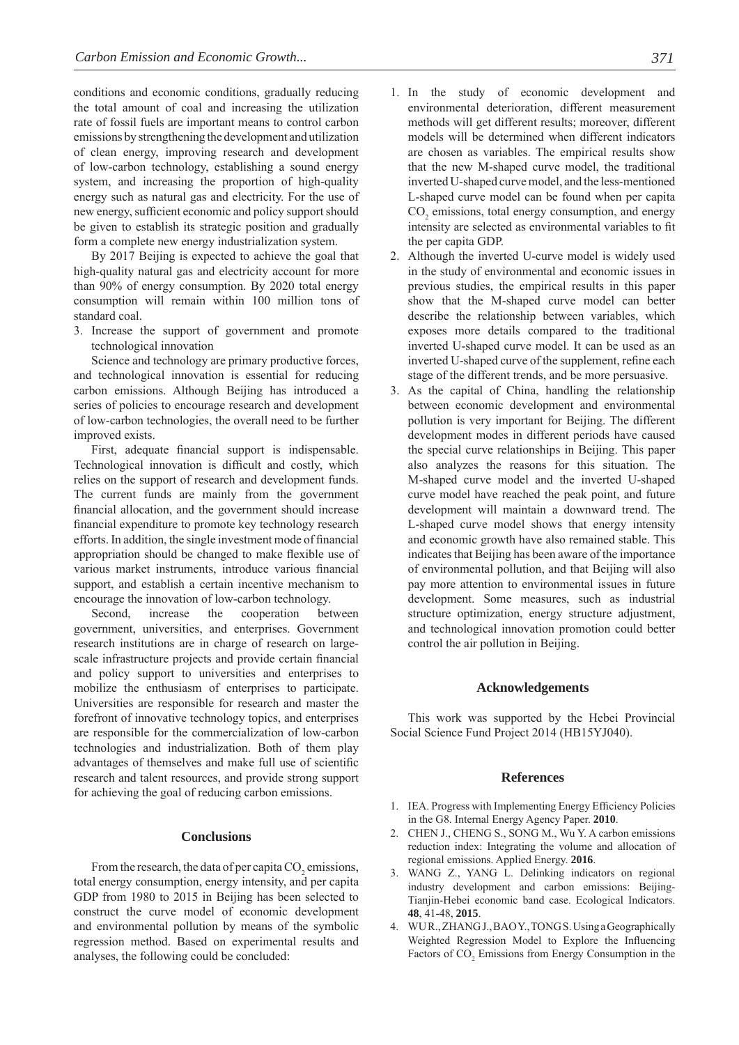conditions and economic conditions, gradually reducing the total amount of coal and increasing the utilization rate of fossil fuels are important means to control carbon emissions by strengthening the development and utilization of clean energy, improving research and development of low-carbon technology, establishing a sound energy system, and increasing the proportion of high-quality energy such as natural gas and electricity. For the use of new energy, sufficient economic and policy support should be given to establish its strategic position and gradually form a complete new energy industrialization system.

By 2017 Beijing is expected to achieve the goal that high-quality natural gas and electricity account for more than 90% of energy consumption. By 2020 total energy consumption will remain within 100 million tons of standard coal.

3. Increase the support of government and promote technological innovation

Science and technology are primary productive forces, and technological innovation is essential for reducing carbon emissions. Although Beijing has introduced a series of policies to encourage research and development of low-carbon technologies, the overall need to be further improved exists.

First, adequate financial support is indispensable. Technological innovation is difficult and costly, which relies on the support of research and development funds. The current funds are mainly from the government financial allocation, and the government should increase financial expenditure to promote key technology research efforts. In addition, the single investment mode of financial appropriation should be changed to make flexible use of various market instruments, introduce various financial support, and establish a certain incentive mechanism to encourage the innovation of low-carbon technology.

Second, increase the cooperation between government, universities, and enterprises. Government research institutions are in charge of research on large-scale infrastructure projects and provide certain financial and policy support to universities and enterprises to mobilize the enthusiasm of enterprises to participate. Universities are responsible for research and master the forefront of innovative technology topics, and enterprises are responsible for the commercialization of low-carbon technologies and industrialization. Both of them play advantages of themselves and make full use of scientific research and talent resources, and provide strong support for achieving the goal of reducing carbon emissions.

## Conclusions

From the research, the data of per capita $CO_2$ emissions, total energy consumption, energy intensity, and per capita GDP from 1980 to 2015 in Beijing has been selected to construct the curve model of economic development and environmental pollution by means of the symbolic regression method. Based on experimental results and analyses, the following could be concluded:

1. In the study of economic development and environmental deterioration, different measurement methods will get different results; moreover, different models will be determined when different indicators are chosen as variables. The empirical results show that the new M-shaped curve model, the traditional inverted U-shaped curve model, and the less-mentioned L-shaped curve model can be found when per capita $CO_2$ emissions, total energy consumption, and energy intensity are selected as environmental variables to fit the per capita GDP.
2. Although the inverted U-curve model is widely used in the study of environmental and economic issues in previous studies, the empirical results in this paper show that the M-shaped curve model can better describe the relationship between variables, which exposes more details compared to the traditional inverted U-shaped curve model. It can be used as an inverted U-shaped curve of the supplement, refine each stage of the different trends, and be more persuasive.
3. As the capital of China, handling the relationship between economic development and environmental pollution is very important for Beijing. The different development modes in different periods have caused the special curve relationships in Beijing. This paper also analyzes the reasons for this situation. The M-shaped curve model and the inverted U-shaped curve model have reached the peak point, and future development will maintain a downward trend. The L-shaped curve model shows that energy intensity and economic growth have also remained stable. This indicates that Beijing has been aware of the importance of environmental pollution, and that Beijing will also pay more attention to environmental issues in future development. Some measures, such as industrial structure optimization, energy structure adjustment, and technological innovation promotion could better control the air pollution in Beijing.

## Acknowledgements

This work was supported by the Hebei Provincial Social Science Fund Project 2014 (HB15YJ040).

## References

1. IEA. Progress with Implementing Energy Efficiency Policies in the G8. Internal Energy Agency Paper. **2010**.
2. CHEN J., CHENG S., SONG M., Wu Y. A carbon emissions reduction index: Integrating the volume and allocation of regional emissions. Applied Energy. **2016**.
3. WANG Z., YANG L. Delinking indicators on regional industry development and carbon emissions: Beijing-Tianjin-Hebei economic band case. Ecological Indicators. **48**, 41-48, **2015**.
4. WU R., ZHANG J., BAO Y., TONG S. Using a Geographically Weighted Regression Model to Explore the Influencing Factors of $CO_2$ Emissions from Energy Consumption in the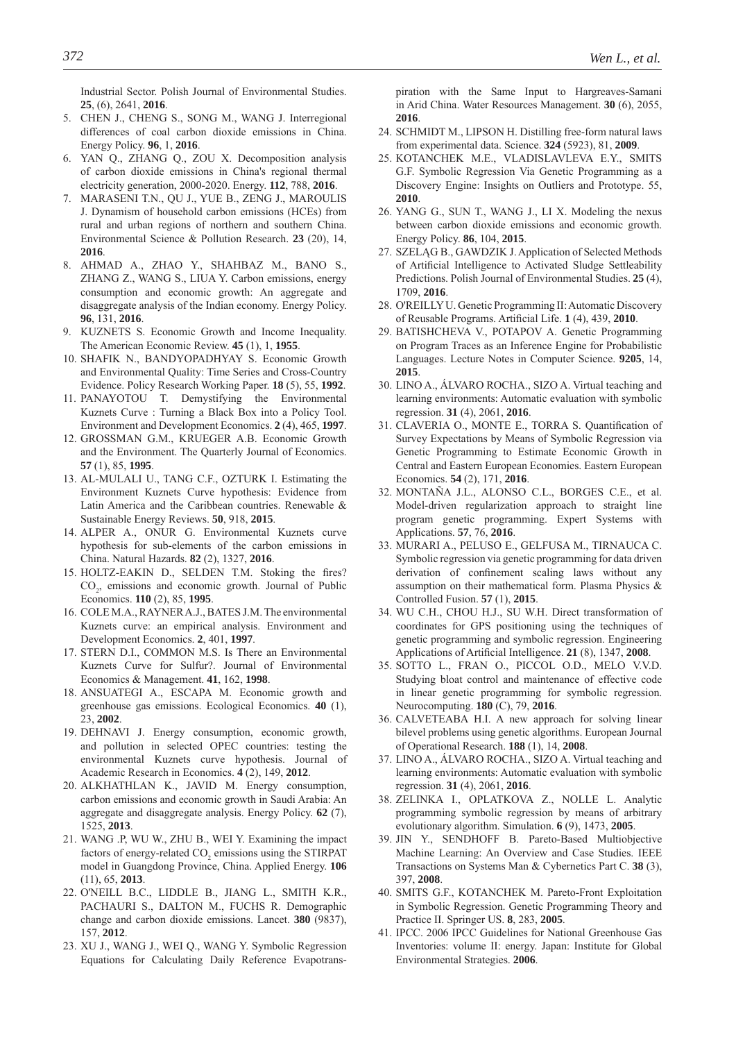Industrial Sector. Polish Journal of Environmental Studies. **25**, (6), 2641, **2016**.

5. CHEN J., CHENG S., SONG M., WANG J. Interregional differences of coal carbon dioxide emissions in China. Energy Policy. **96**, 1, **2016**.
6. YAN Q., ZHANG Q., ZOU X. Decomposition analysis of carbon dioxide emissions in China's regional thermal electricity generation, 2000-2020. Energy. **112**, 788, **2016**.
7. MARASENI T.N., QU J., YUE B., ZENG J., MAROULIS J. Dynamism of household carbon emissions (HCEs) from rural and urban regions of northern and southern China. Environmental Science & Pollution Research. **23** (20), 14, **2016**.
8. AHMAD A., ZHAO Y., SHAHBAZ M., BANO S., ZHANG Z., WANG S., LIUA Y. Carbon emissions, energy consumption and economic growth: An aggregate and disaggregate analysis of the Indian economy. Energy Policy. **96**, 131, **2016**.
9. KUZNETS S. Economic Growth and Income Inequality. The American Economic Review. **45** (1), 1, **1955**.
10. SHAFIK N., BANDYOPADHYAY S. Economic Growth and Environmental Quality: Time Series and Cross-Country Evidence. Policy Research Working Paper. **18** (5), 55, **1992**.
11. PANAYOTOU T. Demystifying the Environmental Kuznets Curve : Turning a Black Box into a Policy Tool. Environment and Development Economics. **2** (4), 465, **1997**.
12. GROSSMAN G.M., KRUEGER A.B. Economic Growth and the Environment. The Quarterly Journal of Economics. **57** (1), 85, **1995**.
13. AL-MULALI U., TANG C.F., OZTURK I. Estimating the Environment Kuznets Curve hypothesis: Evidence from Latin America and the Caribbean countries. Renewable & Sustainable Energy Reviews. **50**, 918, **2015**.
14. ALPER A., ONUR G. Environmental Kuznets curve hypothesis for sub-elements of the carbon emissions in China. Natural Hazards. **82** (2), 1327, **2016**.
15. HOLTZ-EAKIN D., SELDEN T.M. Stoking the fires? $CO_2$, emissions and economic growth. Journal of Public Economics. **110** (2), 85, **1995**.
16. COLE M.A., RAYNER A.J., BATES J.M. The environmental Kuznets curve: an empirical analysis. Environment and Development Economics. **2**, 401, **1997**.
17. STERN D.I., COMMON M.S. Is There an Environmental Kuznets Curve for Sulfur?. Journal of Environmental Economics & Management. **41**, 162, **1998**.
18. ANSUATEGI A., ESCAPA M. Economic growth and greenhouse gas emissions. Ecological Economics. **40** (1), 23, **2002**.
19. DEHNAVI J. Energy consumption, economic growth, and pollution in selected OPEC countries: testing the environmental Kuznets curve hypothesis. Journal of Academic Research in Economics. **4** (2), 149, **2012**.
20. ALKHATHLAN K., JAVID M. Energy consumption, carbon emissions and economic growth in Saudi Arabia: An aggregate and disaggregate analysis. Energy Policy. **62** (7), 1525, **2013**.
21. WANG .P, WU W., ZHU B., WEI Y. Examining the impact factors of energy-related $CO_2$ emissions using the STIRPAT model in Guangdong Province, China. Applied Energy. **106** (11), 65, **2013**.
22. O'NEILL B.C., LIDDLE B., JIANG L., SMITH K.R., PACHAURI S., DALTON M., FUCHS R. Demographic change and carbon dioxide emissions. Lancet. **380** (9837), 157, **2012**.
23. XU J., WANG J., WEI Q., WANG Y. Symbolic Regression Equations for Calculating Daily Reference Evapotranspiration with the Same Input to Hargreaves-Samani in Arid China. Water Resources Management. **30** (6), 2055, **2016**.
24. SCHMIDT M., LIPSON H. Distilling free-form natural laws from experimental data. Science. **324** (5923), 81, **2009**.
25. KOTANCHEK M.E., VLADISLAVLEVA E.Y., SMITS G.F. Symbolic Regression Via Genetic Programming as a Discovery Engine: Insights on Outliers and Prototype. 55, **2010**.
26. YANG G., SUN T., WANG J., LI X. Modeling the nexus between carbon dioxide emissions and economic growth. Energy Policy. **86**, 104, **2015**.
27. SZELĄG B., GAWDZIK J. Application of Selected Methods of Artificial Intelligence to Activated Sludge Settleability Predictions. Polish Journal of Environmental Studies. **25** (4), 1709, **2016**.
28. O'REILLY U. Genetic Programming II: Automatic Discovery of Reusable Programs. Artificial Life. **1** (4), 439, **2010**.
29. BATISHCHEVA V., POTAPOV A. Genetic Programming on Program Traces as an Inference Engine for Probabilistic Languages. Lecture Notes in Computer Science. **9205**, 14, **2015**.
30. LINO A., ÁLVARO ROCHA., SIZO A. Virtual teaching and learning environments: Automatic evaluation with symbolic regression. **31** (4), 2061, **2016**.
31. CLAVERIA O., MONTE E., TORRA S. Quantification of Survey Expectations by Means of Symbolic Regression via Genetic Programming to Estimate Economic Growth in Central and Eastern European Economies. Eastern European Economics. **54** (2), 171, **2016**.
32. MONTAÑA J.L., ALONSO C.L., BORGES C.E., et al. Model-driven regularization approach to straight line program genetic programming. Expert Systems with Applications. **57**, 76, **2016**.
33. MURARI A., PELUSO E., GELFUSA M., TIRNAUCA C. Symbolic regression via genetic programming for data driven derivation of confinement scaling laws without any assumption on their mathematical form. Plasma Physics & Controlled Fusion. **57** (1), **2015**.
34. WU C.H., CHOU H.J., SU W.H. Direct transformation of coordinates for GPS positioning using the techniques of genetic programming and symbolic regression. Engineering Applications of Artificial Intelligence. **21** (8), 1347, **2008**.
35. SOTTO L., FRAN O., PICCOL O.D., MELO V.V.D. Studying bloat control and maintenance of effective code in linear genetic programming for symbolic regression. Neurocomputing. **180** (C), 79, **2016**.
36. CALVETEABA H.I. A new approach for solving linear bilevel problems using genetic algorithms. European Journal of Operational Research. **188** (1), 14, **2008**.
37. LINO A., ÁLVARO ROCHA., SIZO A. Virtual teaching and learning environments: Automatic evaluation with symbolic regression. **31** (4), 2061, **2016**.
38. ZELINKA I., OPLATKOVA Z., NOLLE L. Analytic programming symbolic regression by means of arbitrary evolutionary algorithm. Simulation. **6** (9), 1473, **2005**.
39. JIN Y., SENDHOFF B. Pareto-Based Multiobjective Machine Learning: An Overview and Case Studies. IEEE Transactions on Systems Man & Cybernetics Part C. **38** (3), 397, **2008**.
40. SMITS G.F., KOTANCHEK M. Pareto-Front Exploitation in Symbolic Regression. Genetic Programming Theory and Practice II. Springer US. **8**, 283, **2005**.
41. IPCC. 2006 IPCC Guidelines for National Greenhouse Gas Inventories: volume II: energy. Japan: Institute for Global Environmental Strategies. **2006**.